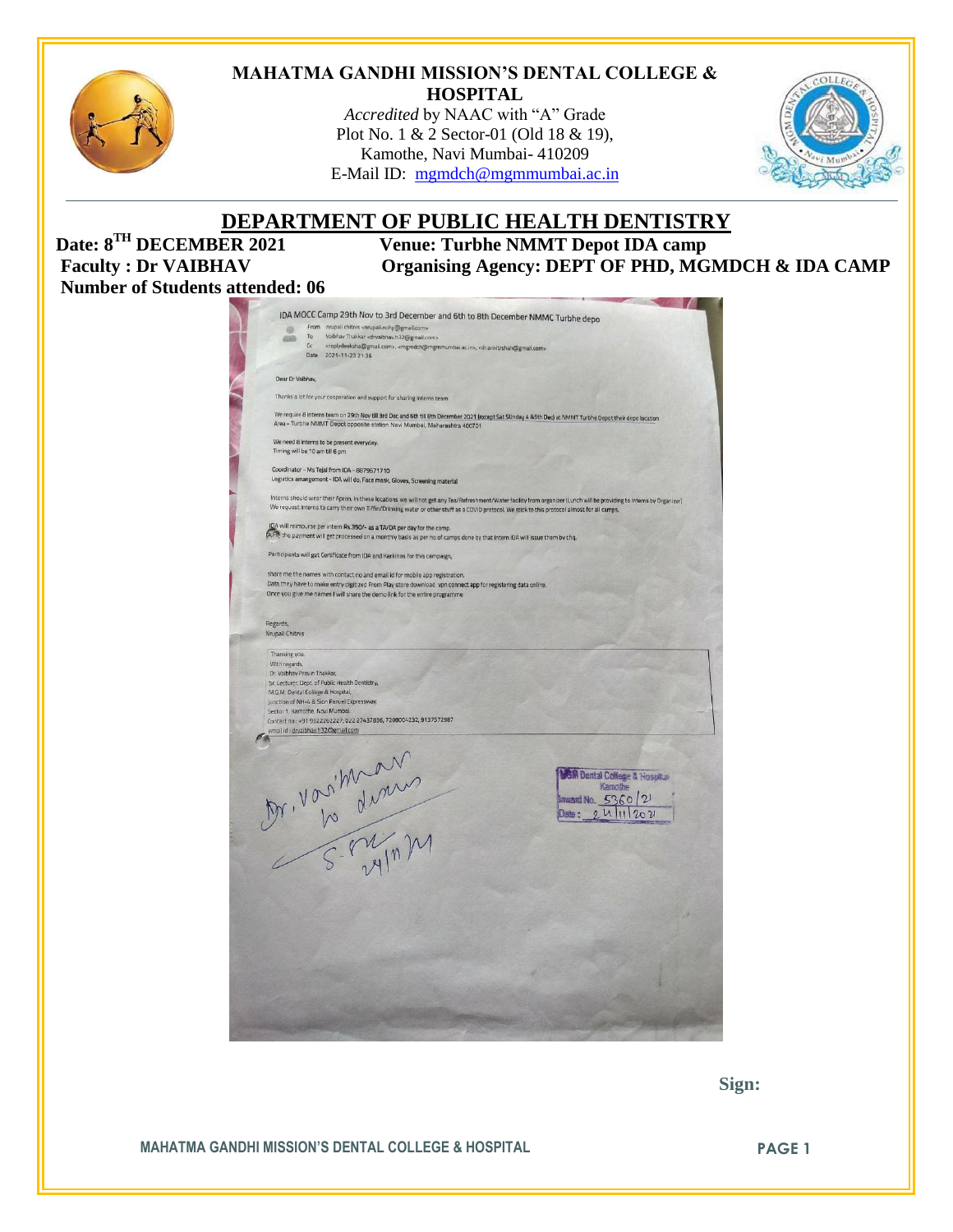# MAHATMA GANDHI MISSION'S DENTAL COLLEGE & HOSPITAL

*Accredited* by NAAC with "A" Grade
Plot No. 1 & 2 Sector-01 (Old 18 & 19),
Kamothe, Navi Mumbai- 410209
E-Mail ID: mgmdch@mgmmumbai.ac.in

## DEPARTMENT OF PUBLIC HEALTH DENTISTRY

**Date: 8TH DECEMBER 2021**
**Venue: Turbhe NMMT Depot IDA camp**
**Faculty : Dr VAIBHAV**
**Organising Agency: DEPT OF PHD, MGMDCH & IDA CAMP**
**Number of Students attended: 06**

IDA MOCC Camp 29th Nov to 3rd December and 6th to 8th December NMMC Turbhe depo

From: nrupali chitnis <nrupalicnohp@gmail.com>
To: Vaibhav Thakkar <drvaibhav.h32@gmail.com>
Cc: <replydeeksha@gmail.com>, <mgmdch@mgmmumbai.ac.in>, <drankitrshah@gmail.com>
Date: 2021-11-23 21:36

Dear Dr Vaibhav,

Thanks a lot for your cooperation and support for sharing interns team

We require 8 interns team on 29th Nov till 3rd Dec and 6th till 8th December 2021 (except Sat SUnday 4 &5th Dec) at NMMT Turbhe Depot their depo location
Area - Turbhe NMMT Depot opposite station Navi Mumbai, Maharashtra 400701

We need 8 interns to be present everyday.
Timing will be 10 am till 6 pm

Coordinator - Ms Tejal from IDA - 8879671710
Logistics arrangement - IDA will do, Face mask, Gloves, Screening material

Interns should wear their Apron, in these locations we will not get any Tea/Refreshment/Water facility from organizer (Lunch will be providing to interns by Organizer)
We request interns to carry their own Tiffin/Drinking water or other stuff as a COVID protocol. We stick to this protocol almost for all camps.

IDA will reimburse per intern Rs 350/- as a TA/DA per day for the camp.
As the payment will get processed on a monthly basis as per no of camps done by that intern IDA will issue them by chq.

Participants will get Certificate from IDA and Karkinos for this campaign.

share me the names with contact no and email id for mobile app registration.
Data they have to make entry digitized From Play store download vpn connect app for registering data online.
Once you give me names I will share the demo link for the entire programme

Regards,
Nrupali Chitnis

Thanking you.
With regards,
Dr. Vaibhav Pravin Thakkar,
Sr. Lecturer, Dept. of Public Health Dentistry,
M.G.M. Dental College & Hospital,
Junction of NH-4 & Sion Panvel Expressway,
Sector 1, Kamothe, Navi Mumbai.
Contact no: +91 9322262227, 022 27437836, 7208004232, 9137572987
email id - drvaibhav.h32@gmail.com

Dr. Vaibhav
to discuss
S-[signature] 24/11/21

MGM Dental College & Hospital
Kamothe
Inward No. 5360/21
Date: 24/11/2021

Sign: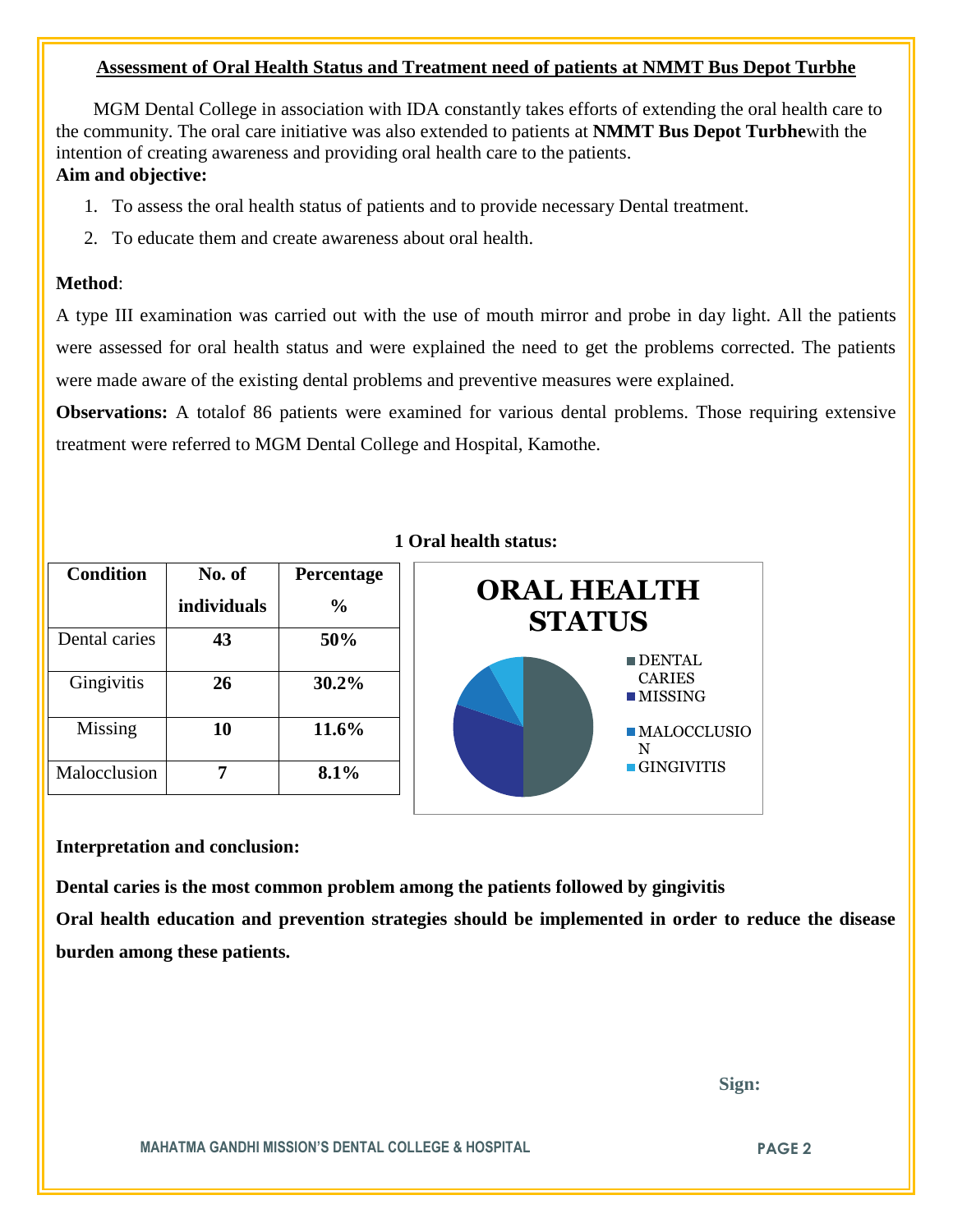## Assessment of Oral Health Status and Treatment need of patients at NMMT Bus Depot Turbhe

MGM Dental College in association with IDA constantly takes efforts of extending the oral health care to the community. The oral care initiative was also extended to patients at **NMMT Bus Depot Turbhe**with the intention of creating awareness and providing oral health care to the patients.

**Aim and objective:**

1. To assess the oral health status of patients and to provide necessary Dental treatment.
2. To educate them and create awareness about oral health.

**Method**:

A type III examination was carried out with the use of mouth mirror and probe in day light. All the patients were assessed for oral health status and were explained the need to get the problems corrected. The patients were made aware of the existing dental problems and preventive measures were explained.

**Observations:** A totalof 86 patients were examined for various dental problems. Those requiring extensive treatment were referred to MGM Dental College and Hospital, Kamothe.

**1 Oral health status:**

| Condition | No. of individuals | Percentage % |
|---|---|---|
| Dental caries | **43** | **50%** |
| Gingivitis | **26** | **30.2%** |
| Missing | **10** | **11.6%** |
| Malocclusion | **7** | **8.1%** |

**Interpretation and conclusion:**

**Dental caries is the most common problem among the patients followed by gingivitis**

**Oral health education and prevention strategies should be implemented in order to reduce the disease burden among these patients.**

**Sign:**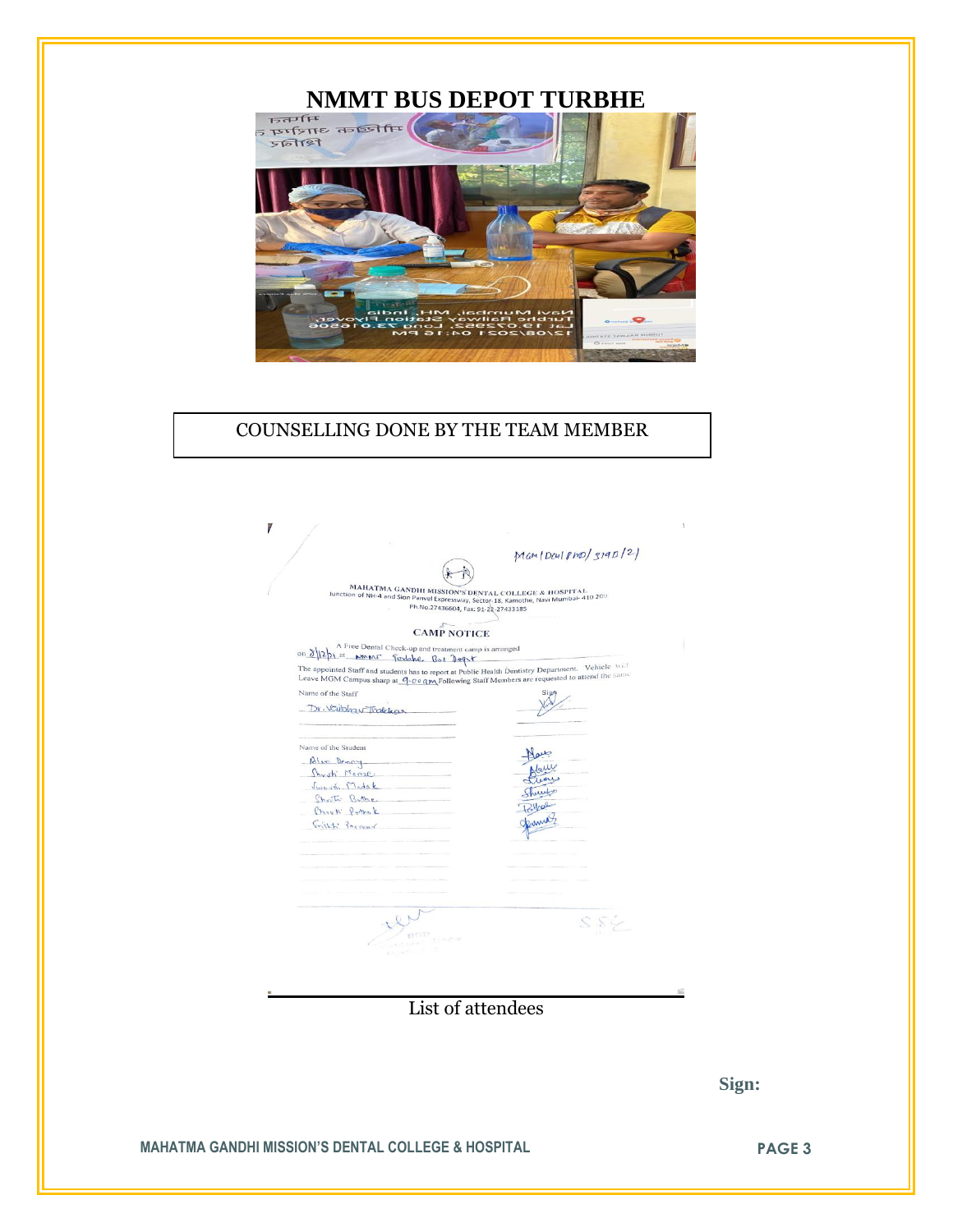# NMMT BUS DEPOT TURBHE

COUNSELLING DONE BY THE TEAM MEMBER

MGM/DCH/PHD/319D/21

MAHATMA GANDHI MISSION'S DENTAL COLLEGE & HOSPITAL
Junction of NH-4 and Sion Panvel Expressway, Sector-18, Kamothe, Navi Mumbai- 410 209
Ph.No.27436604, Fax: 91-22-27433185

**CAMP NOTICE**

A Free Dental Check-up and treatment camp is arranged on 8/12/21 at NMMT Turbhe Bus Depot

The appointed Staff and students has to report at Public Health Dentistry Department. Vehicle will Leave MGM Campus sharp at 9.00 am Following Staff Members are requested to attend the same

| Name of the Staff | Sign |
|---|---|
| Dr. Vaibhav Thakkar | |

| Name of the Student | Sign |
|---|---|
| Alia Dhanoy | |
| Shruti Menze | |
| Juhi Mudok | |
| Shruti Bothe | |
| Shruti Pathak | |
| Srishti Parmar | |

List of attendees

Sign: